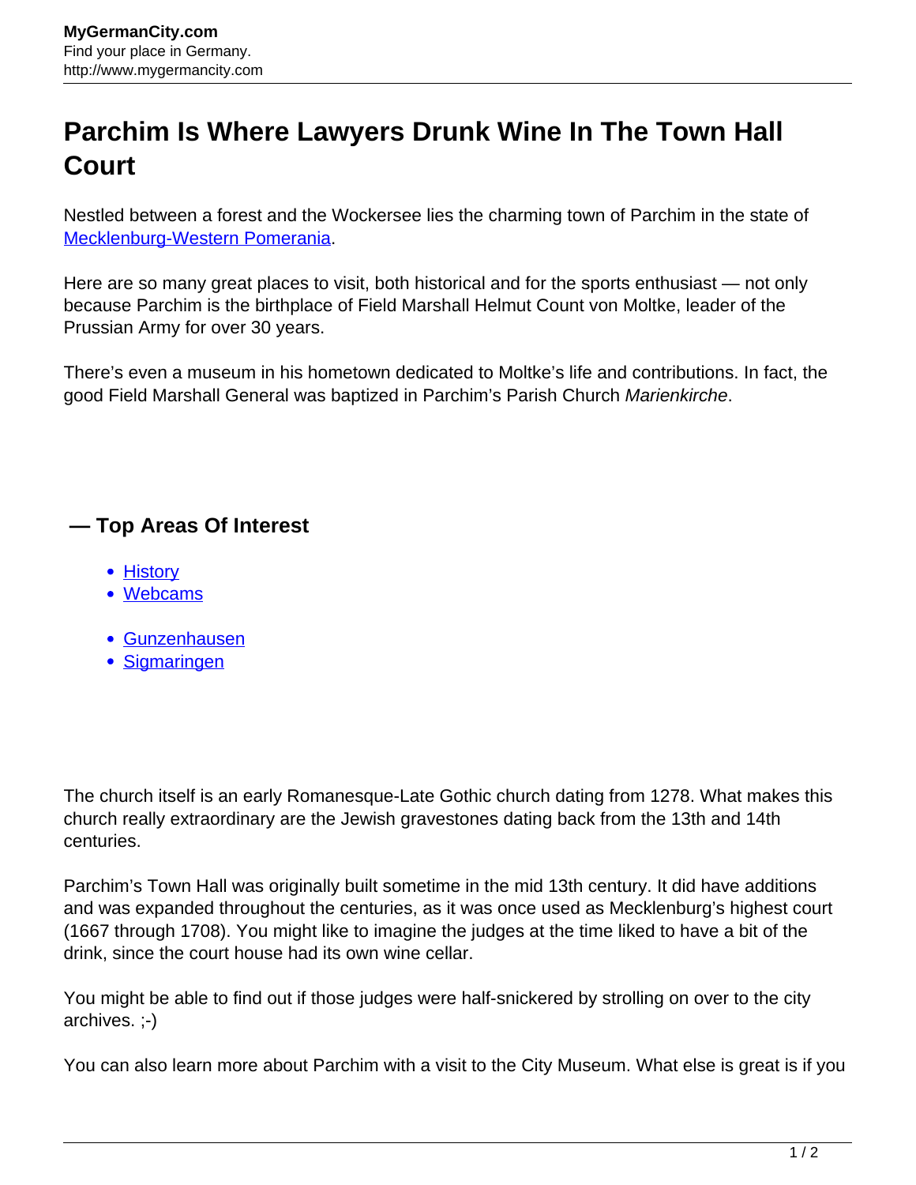# Parchim Is Where Lawyers Drunk Wine In The Town Hall Court

Nestled between a forest and the Wockersee lies the charming town of Parchim in the state of [Mecklenburg-Western Pomerania].

Here are so many great places to visit, both historical and for the sports enthusiast — not only because Parchim is the birthplace of Field Marshall Helmut Count von Moltke, leader of the Prussian Army for over 30 years.

There's even a museum in his hometown dedicated to Moltke's life and contributions. In fact, the good Field Marshall General was baptized in Parchim's Parish Church *Marienkirche*.

## — Top Areas Of Interest

- History
- Webcams

- Gunzenhausen
- Sigmaringen

The church itself is an early Romanesque-Late Gothic church dating from 1278. What makes this church really extraordinary are the Jewish gravestones dating back from the 13th and 14th centuries.

Parchim's Town Hall was originally built sometime in the mid 13th century. It did have additions and was expanded throughout the centuries, as it was once used as Mecklenburg's highest court (1667 through 1708). You might like to imagine the judges at the time liked to have a bit of the drink, since the court house had its own wine cellar.

You might be able to find out if those judges were half-snickered by strolling on over to the city archives. ;-)

You can also learn more about Parchim with a visit to the City Museum. What else is great is if you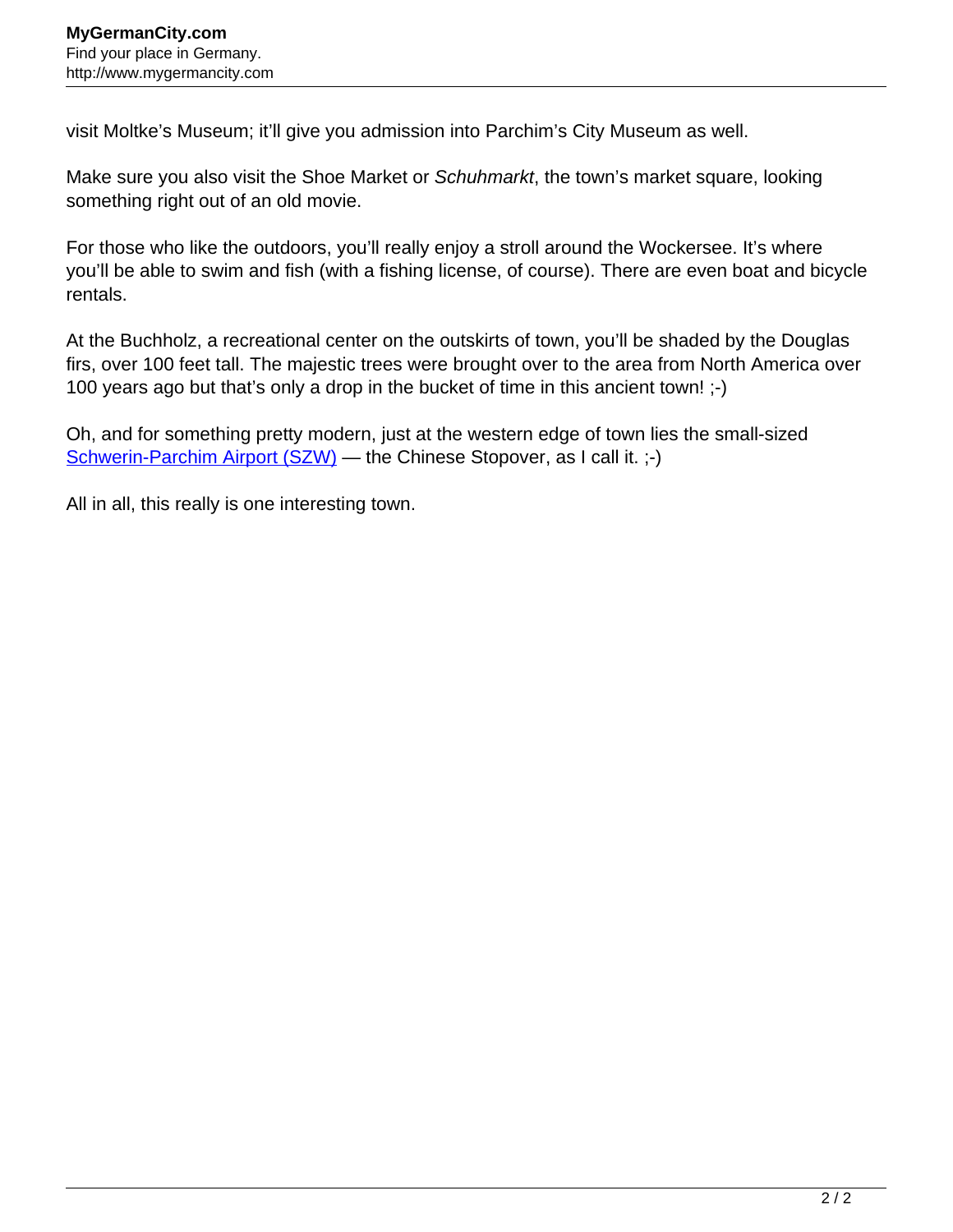visit Moltke's Museum; it'll give you admission into Parchim's City Museum as well.

Make sure you also visit the Shoe Market or *Schuhmarkt*, the town's market square, looking something right out of an old movie.

For those who like the outdoors, you'll really enjoy a stroll around the Wockersee. It's where you'll be able to swim and fish (with a fishing license, of course). There are even boat and bicycle rentals.

At the Buchholz, a recreational center on the outskirts of town, you'll be shaded by the Douglas firs, over 100 feet tall. The majestic trees were brought over to the area from North America over 100 years ago but that's only a drop in the bucket of time in this ancient town! ;-)

Oh, and for something pretty modern, just at the western edge of town lies the small-sized [Schwerin-Parchim Airport (SZW)](Schwerin-Parchim Airport (SZW)) — the Chinese Stopover, as I call it. ;-)

All in all, this really is one interesting town.